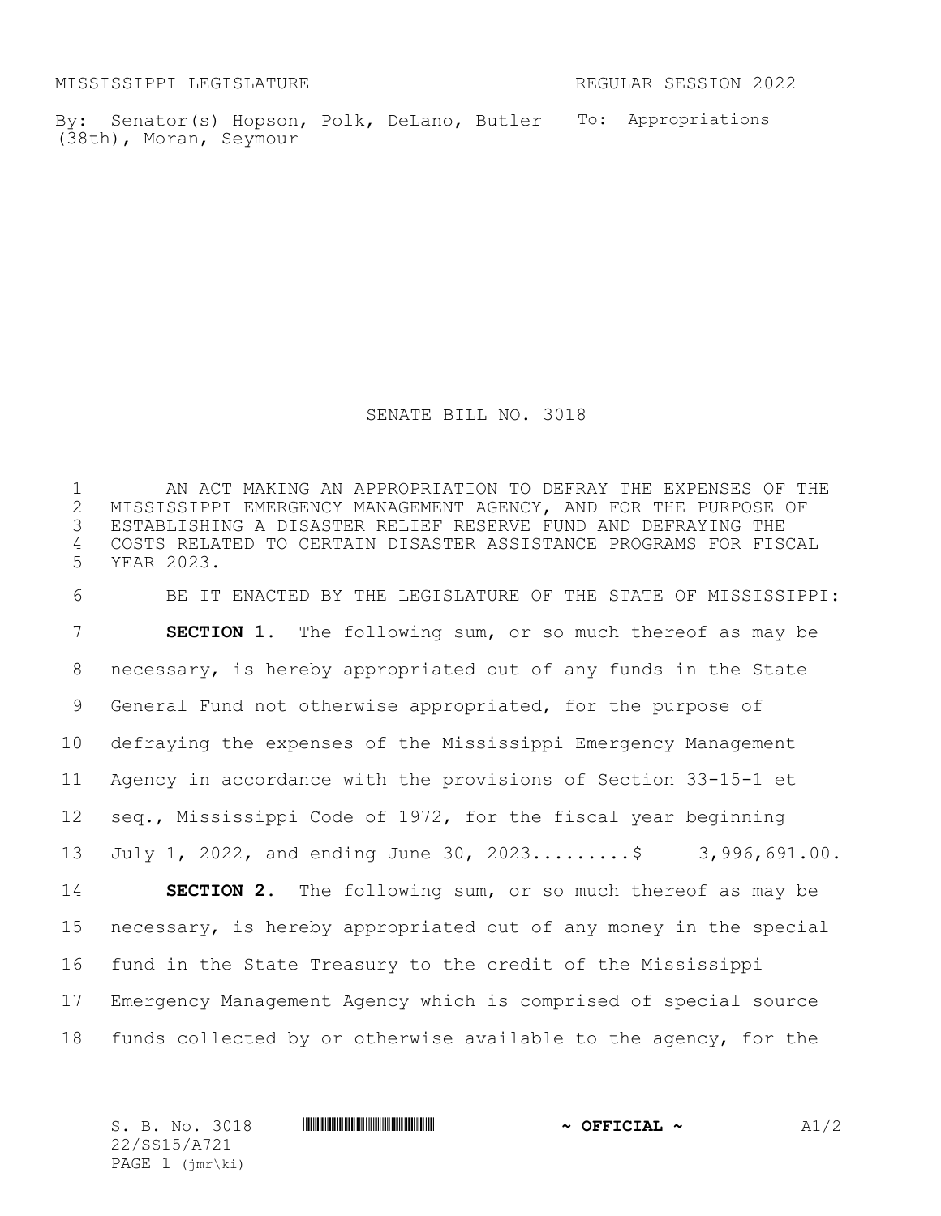MISSISSIPPI LEGISLATURE REGULAR SESSION 2022

By: Senator(s) Hopson, Polk, DeLano, Butler (38th), Moran, Seymour

To: Appropriations

# SENATE BILL NO. 3018

AN ACT MAKING AN APPROPRIATION TO DEFRAY THE EXPENSES OF THE MISSISSIPPI EMERGENCY MANAGEMENT AGENCY, AND FOR THE PURPOSE OF ESTABLISHING A DISASTER RELIEF RESERVE FUND AND DEFRAYING THE COSTS RELATED TO CERTAIN DISASTER ASSISTANCE PROGRAMS FOR FISCAL YEAR 2023.

BE IT ENACTED BY THE LEGISLATURE OF THE STATE OF MISSISSIPPI:

**SECTION 1.** The following sum, or so much thereof as may be necessary, is hereby appropriated out of any funds in the State General Fund not otherwise appropriated, for the purpose of defraying the expenses of the Mississippi Emergency Management Agency in accordance with the provisions of Section 33-15-1 et seq., Mississippi Code of 1972, for the fiscal year beginning July 1, 2022, and ending June 30, 2023.........$ 3,996,691.00.

**SECTION 2.** The following sum, or so much thereof as may be necessary, is hereby appropriated out of any money in the special fund in the State Treasury to the credit of the Mississippi Emergency Management Agency which is comprised of special source funds collected by or otherwise available to the agency, for the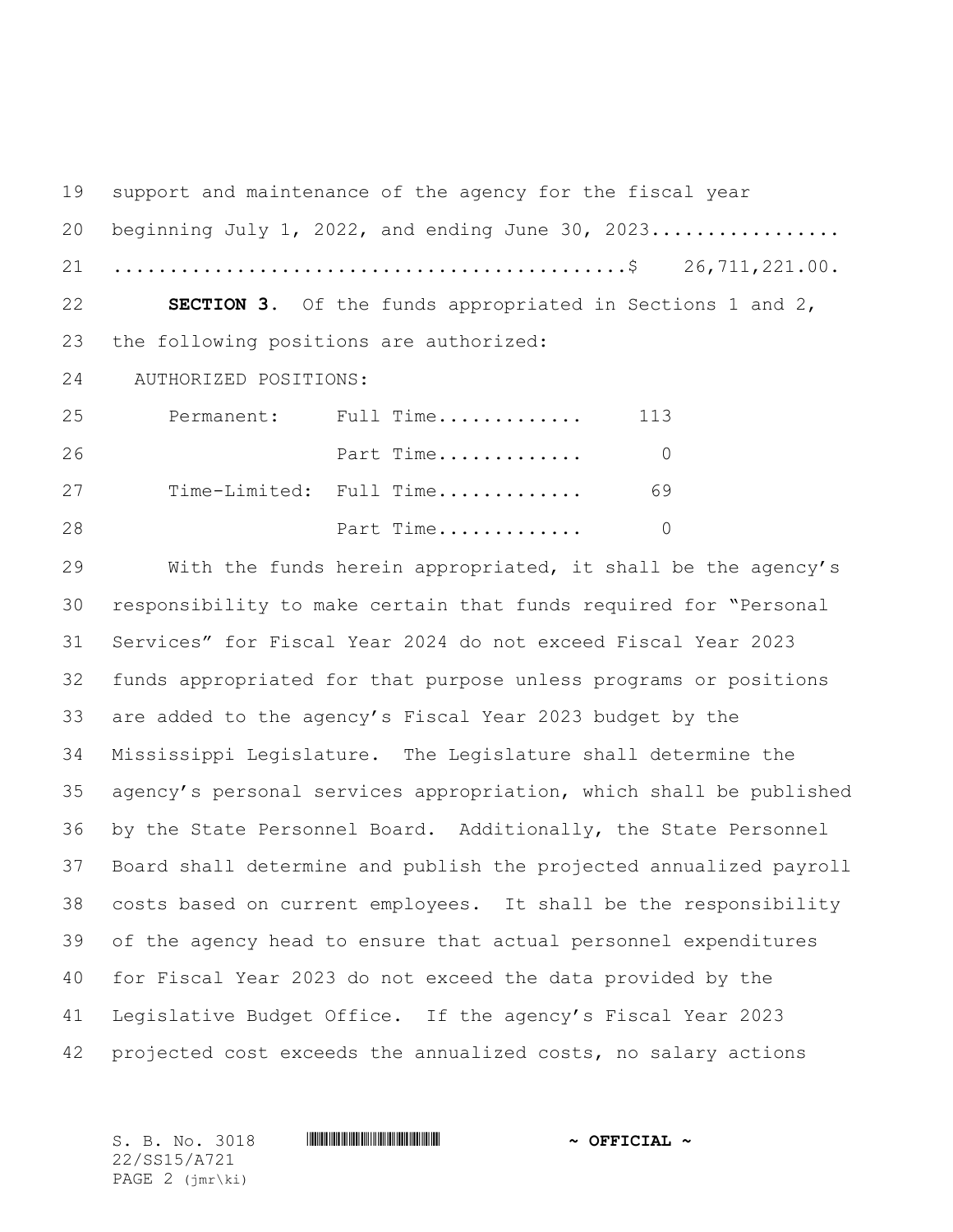support and maintenance of the agency for the fiscal year beginning July 1, 2022, and ending June 30, 2023................. .............................................$ 26,711,221.00.

**SECTION 3.** Of the funds appropriated in Sections 1 and 2, the following positions are authorized:

AUTHORIZED POSITIONS:

| | | |
|---|---|---|
| Permanent: | Full Time............. | 113 |
| | Part Time............. | 0 |
| Time-Limited: | Full Time............. | 69 |
| | Part Time............. | 0 |

With the funds herein appropriated, it shall be the agency's responsibility to make certain that funds required for "Personal Services" for Fiscal Year 2024 do not exceed Fiscal Year 2023 funds appropriated for that purpose unless programs or positions are added to the agency's Fiscal Year 2023 budget by the Mississippi Legislature. The Legislature shall determine the agency's personal services appropriation, which shall be published by the State Personnel Board. Additionally, the State Personnel Board shall determine and publish the projected annualized payroll costs based on current employees. It shall be the responsibility of the agency head to ensure that actual personnel expenditures for Fiscal Year 2023 do not exceed the data provided by the Legislative Budget Office. If the agency's Fiscal Year 2023 projected cost exceeds the annualized costs, no salary actions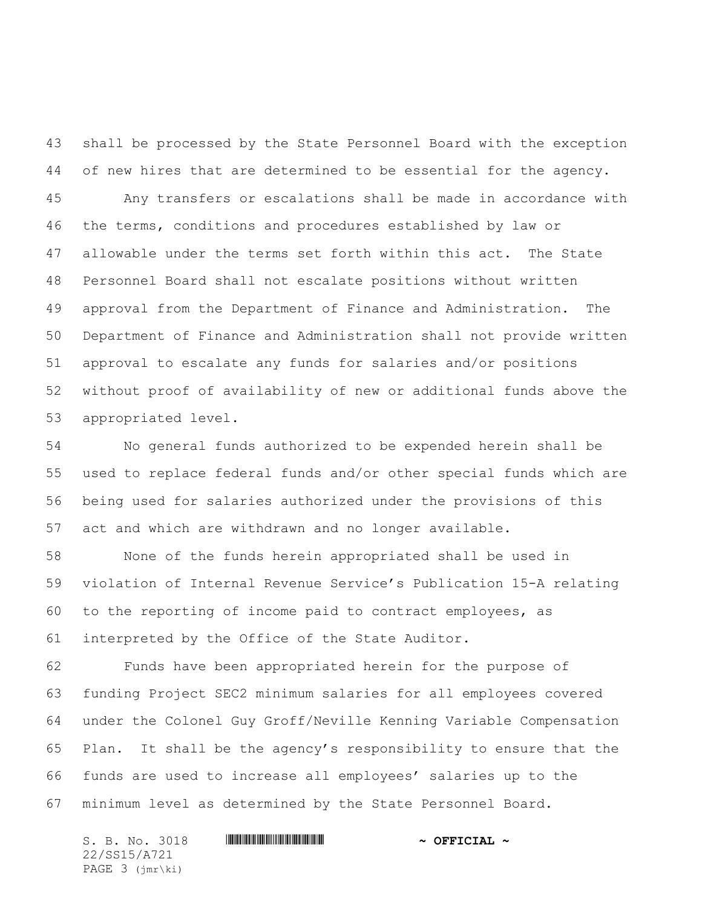shall be processed by the State Personnel Board with the exception of new hires that are determined to be essential for the agency.

Any transfers or escalations shall be made in accordance with the terms, conditions and procedures established by law or allowable under the terms set forth within this act. The State Personnel Board shall not escalate positions without written approval from the Department of Finance and Administration. The Department of Finance and Administration shall not provide written approval to escalate any funds for salaries and/or positions without proof of availability of new or additional funds above the appropriated level.

No general funds authorized to be expended herein shall be used to replace federal funds and/or other special funds which are being used for salaries authorized under the provisions of this act and which are withdrawn and no longer available.

None of the funds herein appropriated shall be used in violation of Internal Revenue Service's Publication 15-A relating to the reporting of income paid to contract employees, as interpreted by the Office of the State Auditor.

Funds have been appropriated herein for the purpose of funding Project SEC2 minimum salaries for all employees covered under the Colonel Guy Groff/Neville Kenning Variable Compensation Plan. It shall be the agency's responsibility to ensure that the funds are used to increase all employees' salaries up to the minimum level as determined by the State Personnel Board.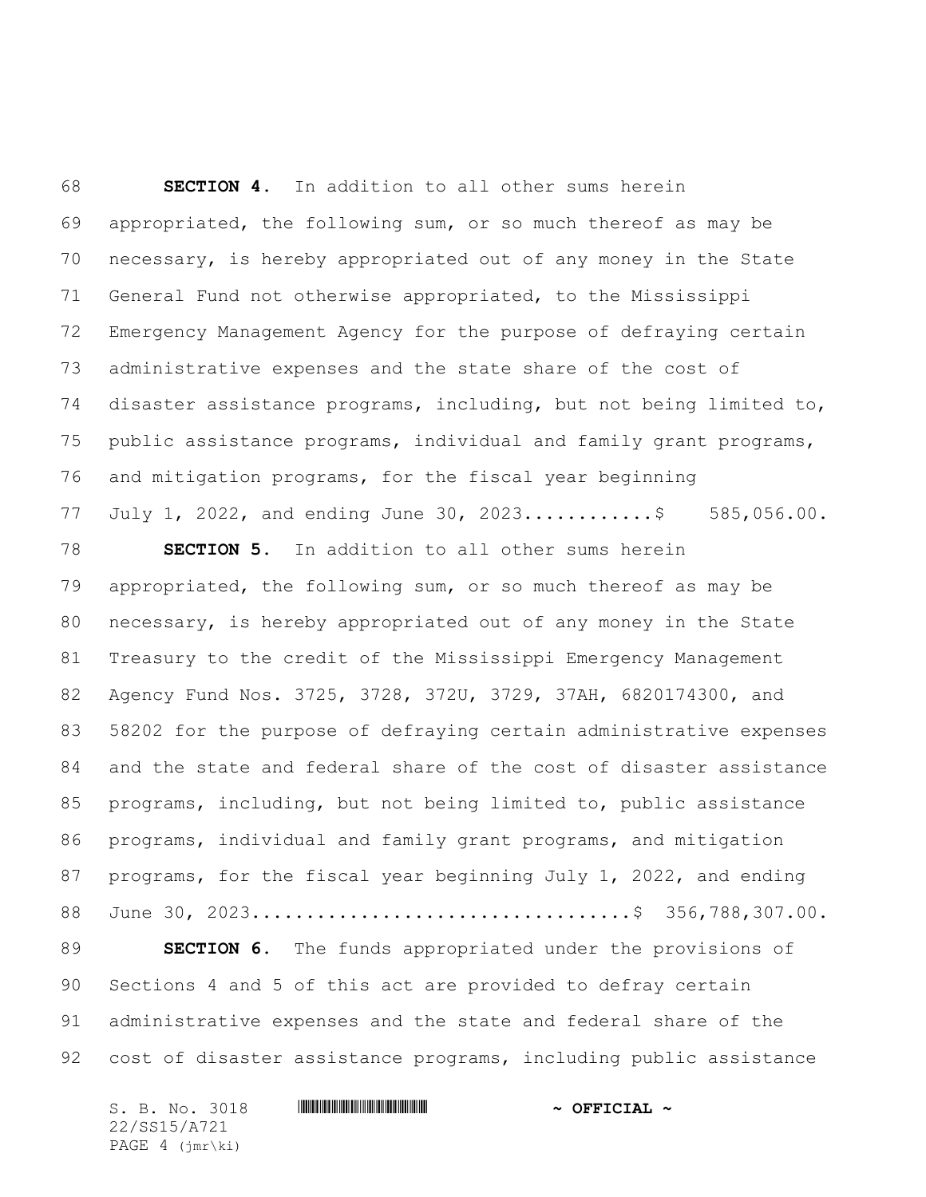**SECTION 4.** In addition to all other sums herein appropriated, the following sum, or so much thereof as may be necessary, is hereby appropriated out of any money in the State General Fund not otherwise appropriated, to the Mississippi Emergency Management Agency for the purpose of defraying certain administrative expenses and the state share of the cost of disaster assistance programs, including, but not being limited to, public assistance programs, individual and family grant programs, and mitigation programs, for the fiscal year beginning July 1, 2022, and ending June 30, 2023............\$ 585,056.00.

**SECTION 5.** In addition to all other sums herein appropriated, the following sum, or so much thereof as may be necessary, is hereby appropriated out of any money in the State Treasury to the credit of the Mississippi Emergency Management Agency Fund Nos. 3725, 3728, 372U, 3729, 37AH, 6820174300, and 58202 for the purpose of defraying certain administrative expenses and the state and federal share of the cost of disaster assistance programs, including, but not being limited to, public assistance programs, individual and family grant programs, and mitigation programs, for the fiscal year beginning July 1, 2022, and ending June 30, 2023..................................\$ 356,788,307.00.

**SECTION 6.** The funds appropriated under the provisions of Sections 4 and 5 of this act are provided to defray certain administrative expenses and the state and federal share of the cost of disaster assistance programs, including public assistance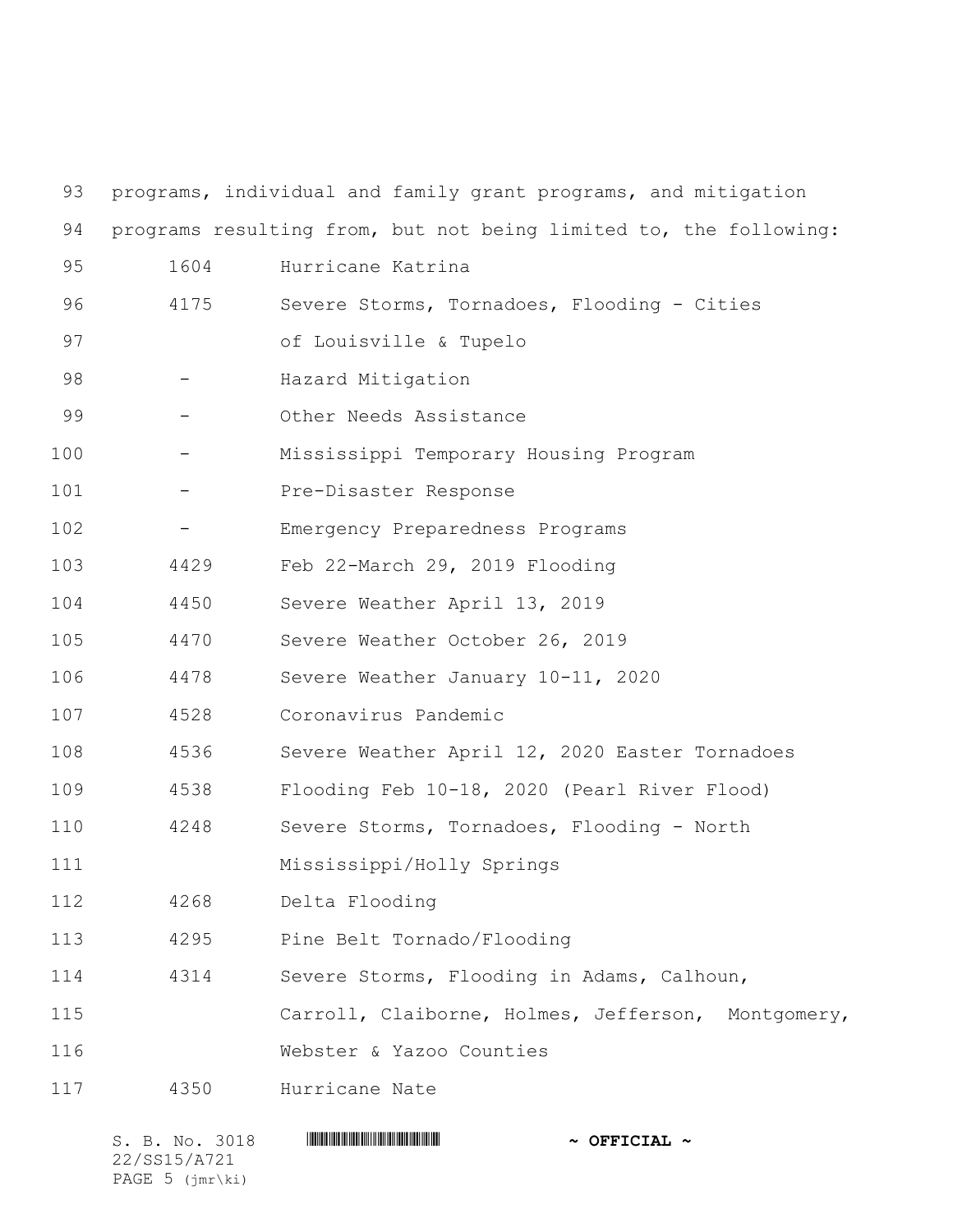programs, individual and family grant programs, and mitigation programs resulting from, but not being limited to, the following:

| | |
|---|---|
| 1604 | Hurricane Katrina |
| 4175 | Severe Storms, Tornadoes, Flooding - Cities of Louisville & Tupelo |
| - | Hazard Mitigation |
| - | Other Needs Assistance |
| - | Mississippi Temporary Housing Program |
| - | Pre-Disaster Response |
| - | Emergency Preparedness Programs |
| 4429 | Feb 22-March 29, 2019 Flooding |
| 4450 | Severe Weather April 13, 2019 |
| 4470 | Severe Weather October 26, 2019 |
| 4478 | Severe Weather January 10-11, 2020 |
| 4528 | Coronavirus Pandemic |
| 4536 | Severe Weather April 12, 2020 Easter Tornadoes |
| 4538 | Flooding Feb 10-18, 2020 (Pearl River Flood) |
| 4248 | Severe Storms, Tornadoes, Flooding - North Mississippi/Holly Springs |
| 4268 | Delta Flooding |
| 4295 | Pine Belt Tornado/Flooding |
| 4314 | Severe Storms, Flooding in Adams, Calhoun, Carroll, Claiborne, Holmes, Jefferson, Montgomery, Webster & Yazoo Counties |
| 4350 | Hurricane Nate |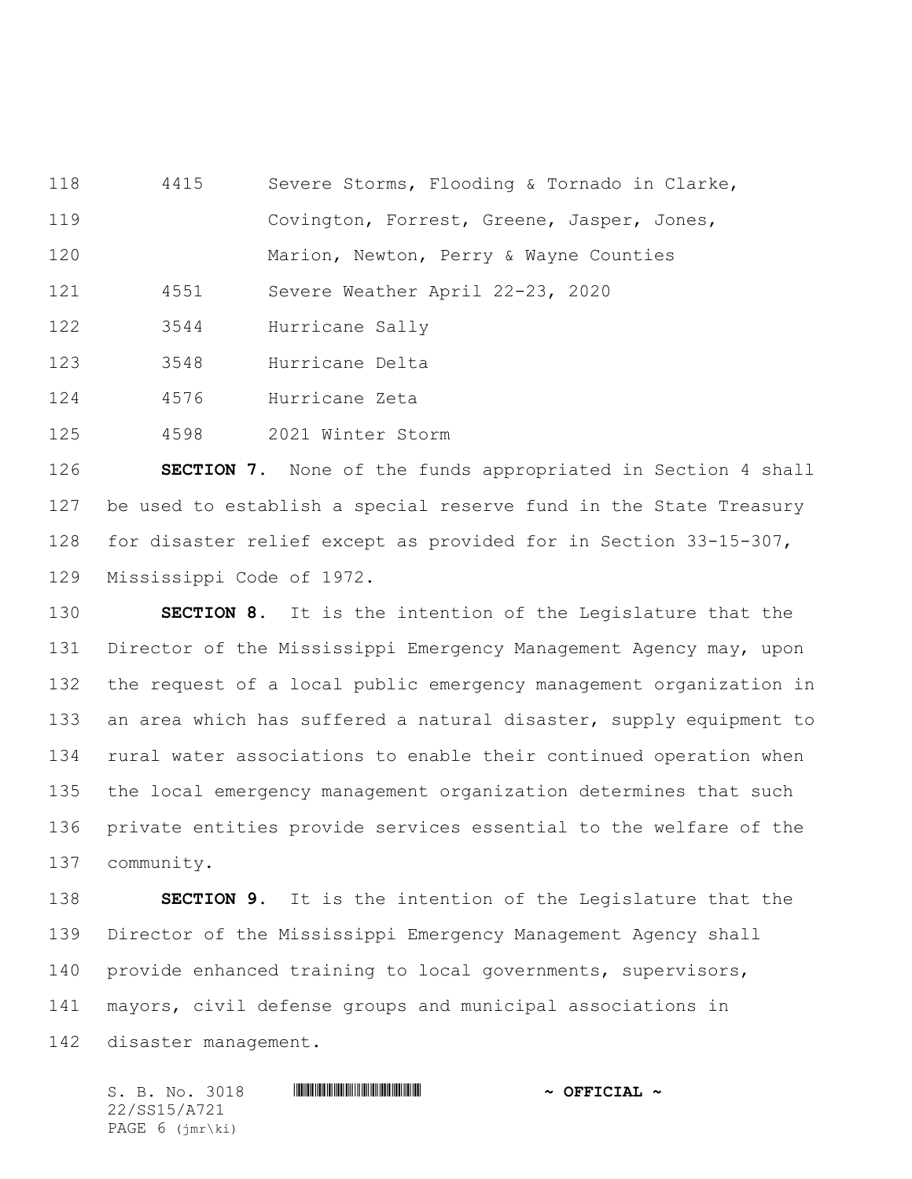| | |
|---|---|
| 4415 | Severe Storms, Flooding & Tornado in Clarke, Covington, Forrest, Greene, Jasper, Jones, Marion, Newton, Perry & Wayne Counties |
| 4551 | Severe Weather April 22-23, 2020 |
| 3544 | Hurricane Sally |
| 3548 | Hurricane Delta |
| 4576 | Hurricane Zeta |
| 4598 | 2021 Winter Storm |

**SECTION 7.** None of the funds appropriated in Section 4 shall be used to establish a special reserve fund in the State Treasury for disaster relief except as provided for in Section 33-15-307, Mississippi Code of 1972.

**SECTION 8.** It is the intention of the Legislature that the Director of the Mississippi Emergency Management Agency may, upon the request of a local public emergency management organization in an area which has suffered a natural disaster, supply equipment to rural water associations to enable their continued operation when the local emergency management organization determines that such private entities provide services essential to the welfare of the community.

**SECTION 9.** It is the intention of the Legislature that the Director of the Mississippi Emergency Management Agency shall provide enhanced training to local governments, supervisors, mayors, civil defense groups and municipal associations in disaster management.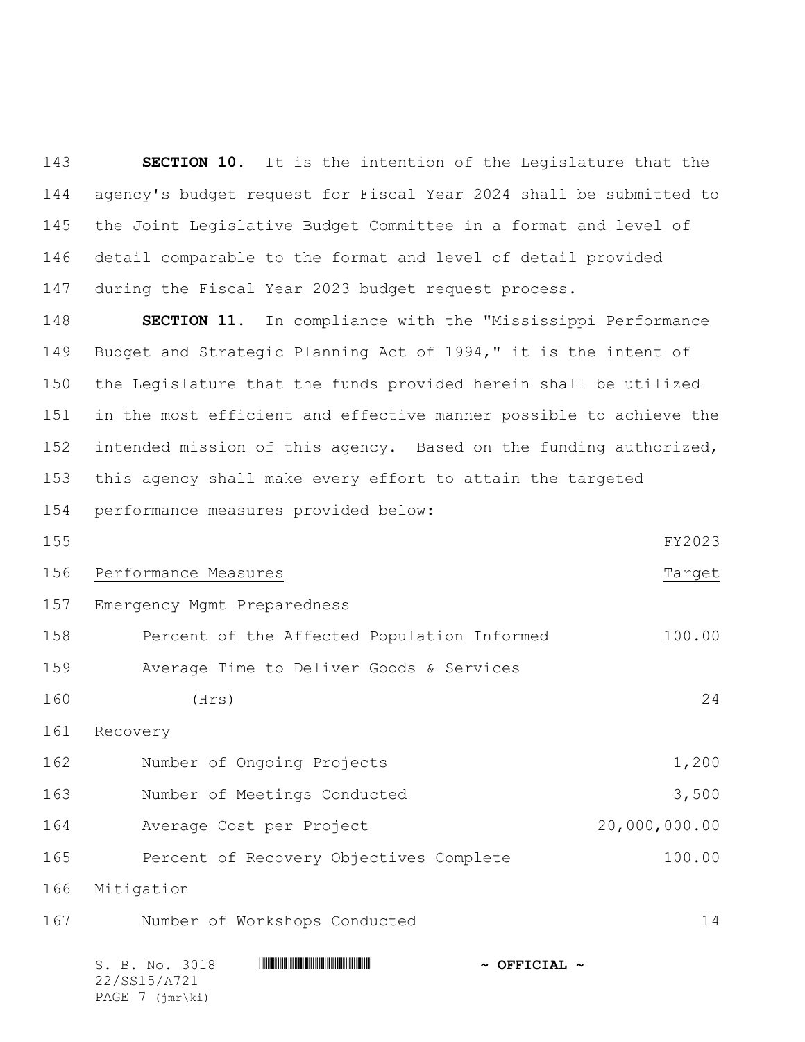**SECTION 10.** It is the intention of the Legislature that the agency's budget request for Fiscal Year 2024 shall be submitted to the Joint Legislative Budget Committee in a format and level of detail comparable to the format and level of detail provided during the Fiscal Year 2023 budget request process.

**SECTION 11.** In compliance with the "Mississippi Performance Budget and Strategic Planning Act of 1994," it is the intent of the Legislature that the funds provided herein shall be utilized in the most efficient and effective manner possible to achieve the intended mission of this agency. Based on the funding authorized, this agency shall make every effort to attain the targeted performance measures provided below:

| Performance Measures | FY2023 Target |
|---|---|
| Emergency Mgmt Preparedness | |
| Percent of the Affected Population Informed | 100.00 |
| Average Time to Deliver Goods & Services (Hrs) | 24 |
| Recovery | |
| Number of Ongoing Projects | 1,200 |
| Number of Meetings Conducted | 3,500 |
| Average Cost per Project | 20,000,000.00 |
| Percent of Recovery Objectives Complete | 100.00 |
| Mitigation | |
| Number of Workshops Conducted | 14 |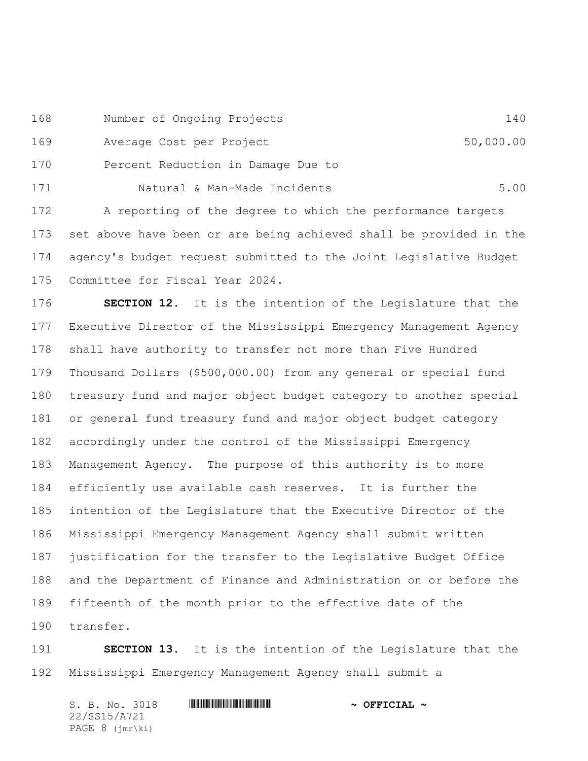| | |
|---|---|
| Number of Ongoing Projects | 140 |
| Average Cost per Project | 50,000.00 |
| Percent Reduction in Damage Due to Natural & Man-Made Incidents | 5.00 |

A reporting of the degree to which the performance targets set above have been or are being achieved shall be provided in the agency's budget request submitted to the Joint Legislative Budget Committee for Fiscal Year 2024.

**SECTION 12.** It is the intention of the Legislature that the Executive Director of the Mississippi Emergency Management Agency shall have authority to transfer not more than Five Hundred Thousand Dollars ($500,000.00) from any general or special fund treasury fund and major object budget category to another special or general fund treasury fund and major object budget category accordingly under the control of the Mississippi Emergency Management Agency. The purpose of this authority is to more efficiently use available cash reserves. It is further the intention of the Legislature that the Executive Director of the Mississippi Emergency Management Agency shall submit written justification for the transfer to the Legislative Budget Office and the Department of Finance and Administration on or before the fifteenth of the month prior to the effective date of the transfer.

**SECTION 13.** It is the intention of the Legislature that the Mississippi Emergency Management Agency shall submit a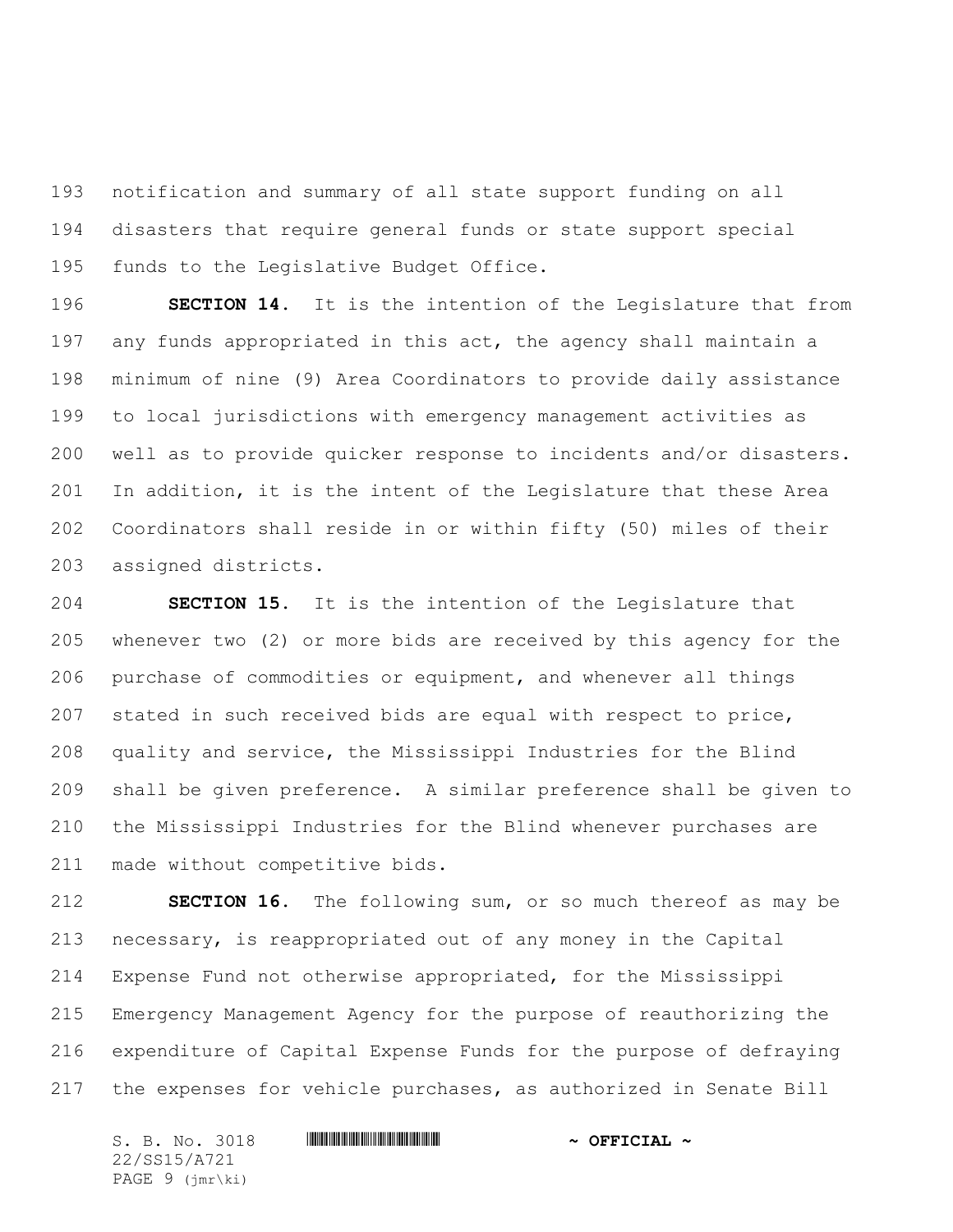notification and summary of all state support funding on all disasters that require general funds or state support special funds to the Legislative Budget Office.

**SECTION 14.** It is the intention of the Legislature that from any funds appropriated in this act, the agency shall maintain a minimum of nine (9) Area Coordinators to provide daily assistance to local jurisdictions with emergency management activities as well as to provide quicker response to incidents and/or disasters. In addition, it is the intent of the Legislature that these Area Coordinators shall reside in or within fifty (50) miles of their assigned districts.

**SECTION 15.** It is the intention of the Legislature that whenever two (2) or more bids are received by this agency for the purchase of commodities or equipment, and whenever all things stated in such received bids are equal with respect to price, quality and service, the Mississippi Industries for the Blind shall be given preference. A similar preference shall be given to the Mississippi Industries for the Blind whenever purchases are made without competitive bids.

**SECTION 16.** The following sum, or so much thereof as may be necessary, is reappropriated out of any money in the Capital Expense Fund not otherwise appropriated, for the Mississippi Emergency Management Agency for the purpose of reauthorizing the expenditure of Capital Expense Funds for the purpose of defraying the expenses for vehicle purchases, as authorized in Senate Bill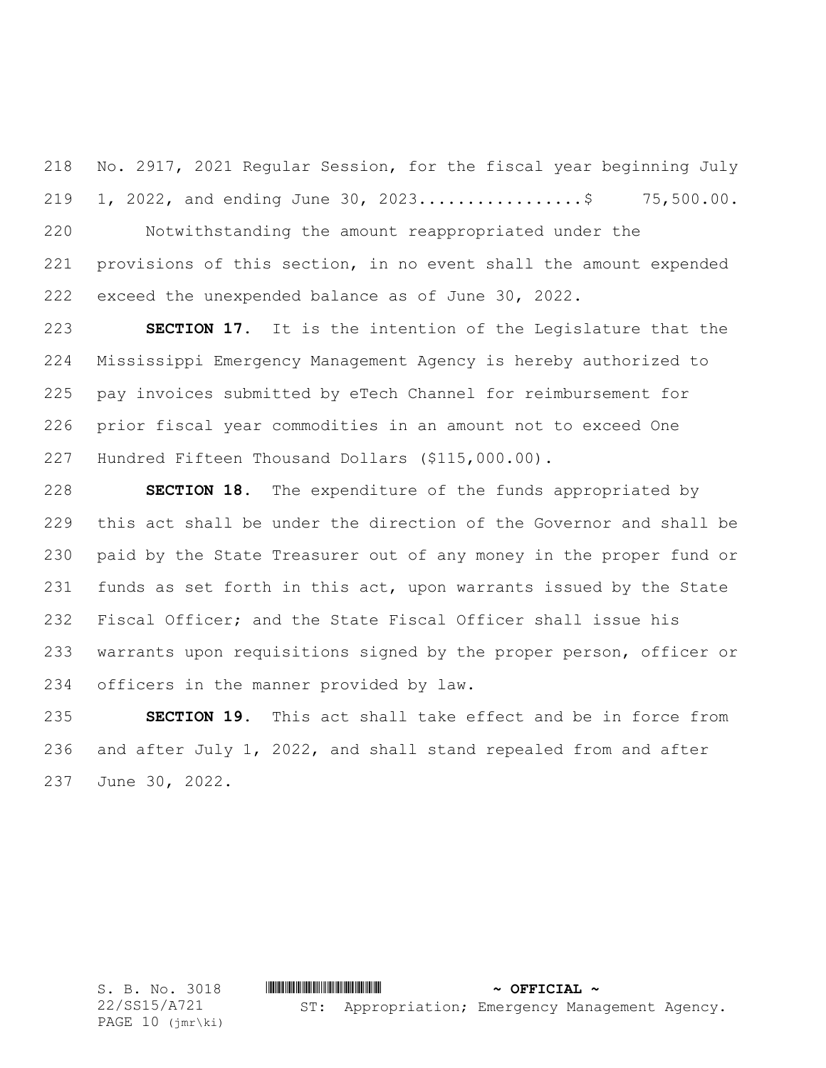No. 2917, 2021 Regular Session, for the fiscal year beginning July 1, 2022, and ending June 30, 2023.................$ 75,500.00.

Notwithstanding the amount reappropriated under the provisions of this section, in no event shall the amount expended exceed the unexpended balance as of June 30, 2022.

**SECTION 17.** It is the intention of the Legislature that the Mississippi Emergency Management Agency is hereby authorized to pay invoices submitted by eTech Channel for reimbursement for prior fiscal year commodities in an amount not to exceed One Hundred Fifteen Thousand Dollars ($115,000.00).

**SECTION 18.** The expenditure of the funds appropriated by this act shall be under the direction of the Governor and shall be paid by the State Treasurer out of any money in the proper fund or funds as set forth in this act, upon warrants issued by the State Fiscal Officer; and the State Fiscal Officer shall issue his warrants upon requisitions signed by the proper person, officer or officers in the manner provided by law.

**SECTION 19.** This act shall take effect and be in force from and after July 1, 2022, and shall stand repealed from and after June 30, 2022.